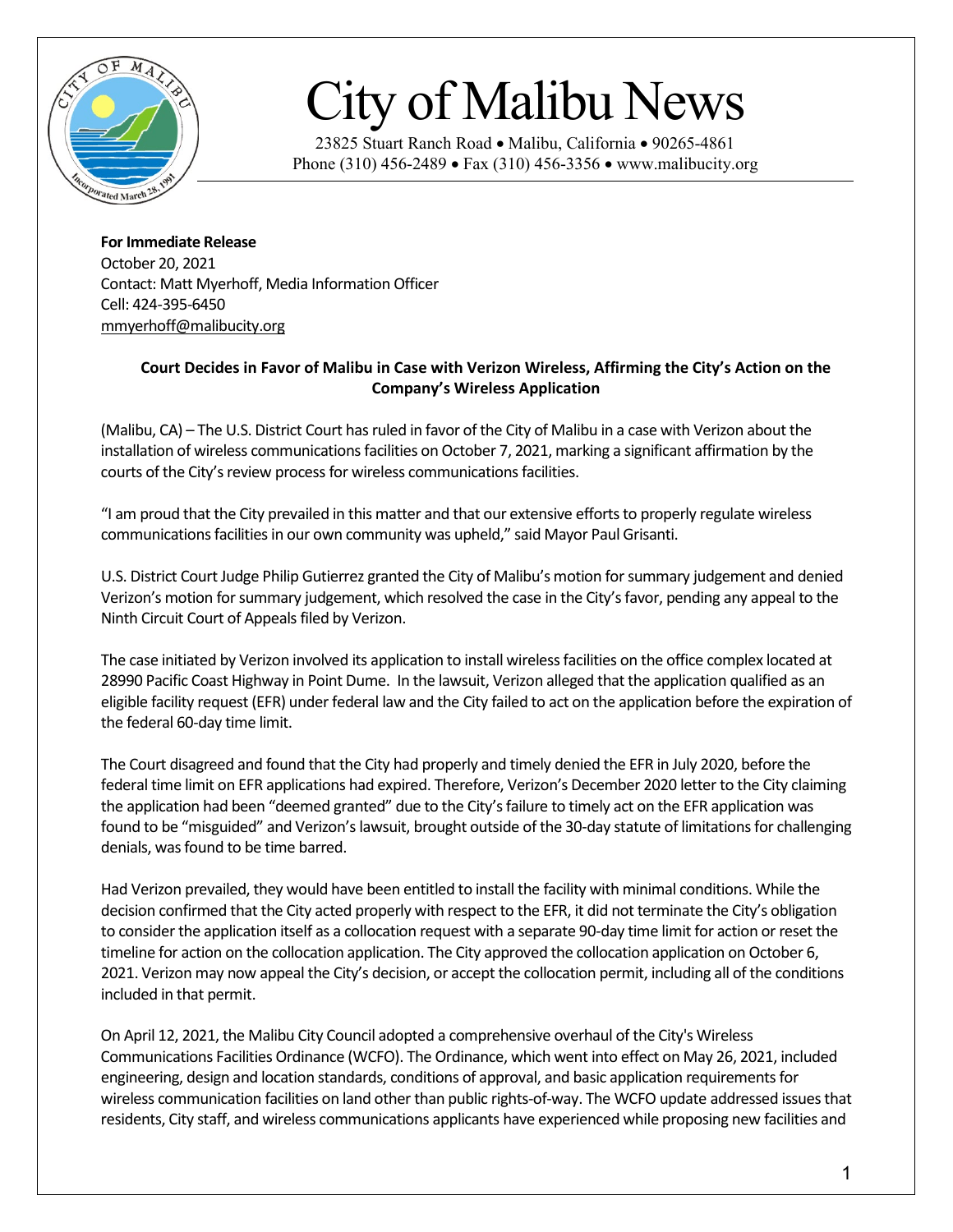# City of Malibu News

23825 Stuart Ranch Road • Malibu, California • 90265-4861
Phone (310) 456-2489 • Fax (310) 456-3356 • www.malibucity.org

**For Immediate Release**
October 20, 2021
Contact: Matt Myerhoff, Media Information Officer
Cell: 424-395-6450
mmyerhoff@malibucity.org

**Court Decides in Favor of Malibu in Case with Verizon Wireless, Affirming the City's Action on the Company's Wireless Application**

(Malibu, CA) – The U.S. District Court has ruled in favor of the City of Malibu in a case with Verizon about the installation of wireless communications facilities on October 7, 2021, marking a significant affirmation by the courts of the City's review process for wireless communications facilities.

"I am proud that the City prevailed in this matter and that our extensive efforts to properly regulate wireless communications facilities in our own community was upheld," said Mayor Paul Grisanti.

U.S. District Court Judge Philip Gutierrez granted the City of Malibu's motion for summary judgement and denied Verizon's motion for summary judgement, which resolved the case in the City's favor, pending any appeal to the Ninth Circuit Court of Appeals filed by Verizon.

The case initiated by Verizon involved its application to install wireless facilities on the office complex located at 28990 Pacific Coast Highway in Point Dume. In the lawsuit, Verizon alleged that the application qualified as an eligible facility request (EFR) under federal law and the City failed to act on the application before the expiration of the federal 60-day time limit.

The Court disagreed and found that the City had properly and timely denied the EFR in July 2020, before the federal time limit on EFR applications had expired. Therefore, Verizon's December 2020 letter to the City claiming the application had been "deemed granted" due to the City's failure to timely act on the EFR application was found to be "misguided" and Verizon's lawsuit, brought outside of the 30-day statute of limitations for challenging denials, was found to be time barred.

Had Verizon prevailed, they would have been entitled to install the facility with minimal conditions. While the decision confirmed that the City acted properly with respect to the EFR, it did not terminate the City's obligation to consider the application itself as a collocation request with a separate 90-day time limit for action or reset the timeline for action on the collocation application. The City approved the collocation application on October 6, 2021. Verizon may now appeal the City's decision, or accept the collocation permit, including all of the conditions included in that permit.

On April 12, 2021, the Malibu City Council adopted a comprehensive overhaul of the City's Wireless Communications Facilities Ordinance (WCFO). The Ordinance, which went into effect on May 26, 2021, included engineering, design and location standards, conditions of approval, and basic application requirements for wireless communication facilities on land other than public rights-of-way. The WCFO update addressed issues that residents, City staff, and wireless communications applicants have experienced while proposing new facilities and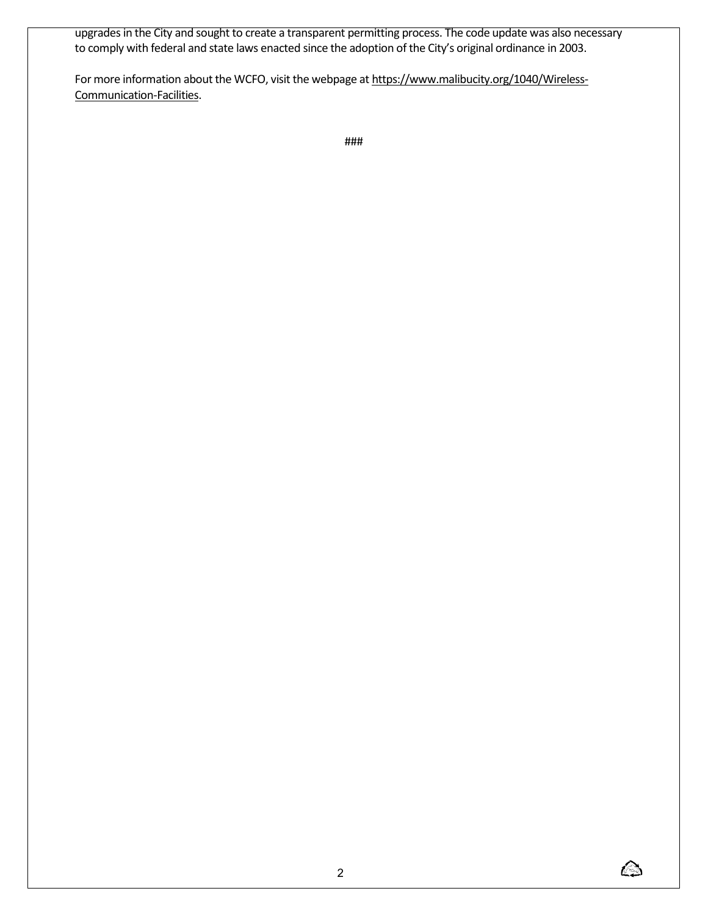upgrades in the City and sought to create a transparent permitting process. The code update was also necessary to comply with federal and state laws enacted since the adoption of the City's original ordinance in 2003.

For more information about the WCFO, visit the webpage at https://www.malibucity.org/1040/Wireless-Communication-Facilities.

###